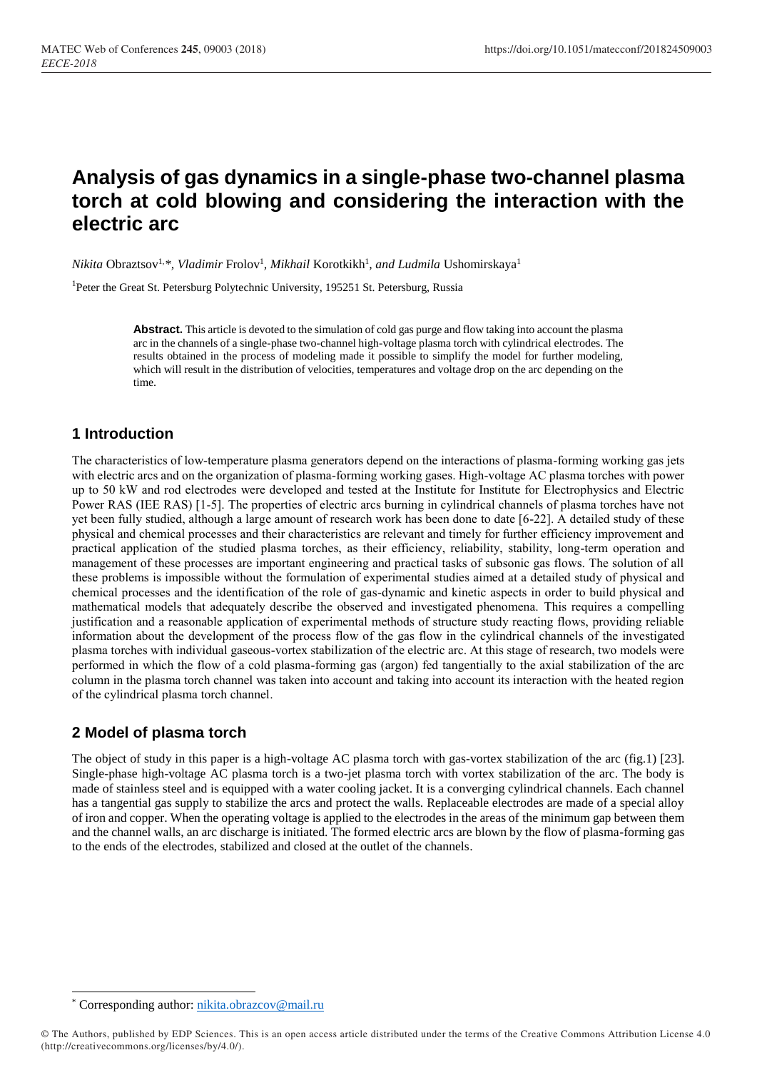# Analysis of gas dynamics in a single-phase two-channel plasma torch at cold blowing and considering the interaction with the electric arc

*Nikita* Obraztsov[1,*], *Vladimir* Frolov[1], *Mikhail* Korotkikh[1], *and Ludmila* Ushomirskaya[1]

[1]Peter the Great St. Petersburg Polytechnic University, 195251 St. Petersburg, Russia

**Abstract.** This article is devoted to the simulation of cold gas purge and flow taking into account the plasma arc in the channels of a single-phase two-channel high-voltage plasma torch with cylindrical electrodes. The results obtained in the process of modeling made it possible to simplify the model for further modeling, which will result in the distribution of velocities, temperatures and voltage drop on the arc depending on the time.

## 1 Introduction

The characteristics of low-temperature plasma generators depend on the interactions of plasma-forming working gas jets with electric arcs and on the organization of plasma-forming working gases. High-voltage AC plasma torches with power up to 50 kW and rod electrodes were developed and tested at the Institute for Institute for Electrophysics and Electric Power RAS (IEE RAS) [1-5]. The properties of electric arcs burning in cylindrical channels of plasma torches have not yet been fully studied, although a large amount of research work has been done to date [6-22]. A detailed study of these physical and chemical processes and their characteristics are relevant and timely for further efficiency improvement and practical application of the studied plasma torches, as their efficiency, reliability, stability, long-term operation and management of these processes are important engineering and practical tasks of subsonic gas flows. The solution of all these problems is impossible without the formulation of experimental studies aimed at a detailed study of physical and chemical processes and the identification of the role of gas-dynamic and kinetic aspects in order to build physical and mathematical models that adequately describe the observed and investigated phenomena. This requires a compelling justification and a reasonable application of experimental methods of structure study reacting flows, providing reliable information about the development of the process flow of the gas flow in the cylindrical channels of the investigated plasma torches with individual gaseous-vortex stabilization of the electric arc. At this stage of research, two models were performed in which the flow of a cold plasma-forming gas (argon) fed tangentially to the axial stabilization of the arc column in the plasma torch channel was taken into account and taking into account its interaction with the heated region of the cylindrical plasma torch channel.

## 2 Model of plasma torch

The object of study in this paper is a high-voltage AC plasma torch with gas-vortex stabilization of the arc (fig.1) [23]. Single-phase high-voltage AC plasma torch is a two-jet plasma torch with vortex stabilization of the arc. The body is made of stainless steel and is equipped with a water cooling jacket. It is a converging cylindrical channels. Each channel has a tangential gas supply to stabilize the arcs and protect the walls. Replaceable electrodes are made of a special alloy of iron and copper. When the operating voltage is applied to the electrodes in the areas of the minimum gap between them and the channel walls, an arc discharge is initiated. The formed electric arcs are blown by the flow of plasma-forming gas to the ends of the electrodes, stabilized and closed at the outlet of the channels.

---

* Corresponding author: nikita.obrazcov@mail.ru

© The Authors, published by EDP Sciences. This is an open access article distributed under the terms of the Creative Commons Attribution License 4.0 (http://creativecommons.org/licenses/by/4.0/).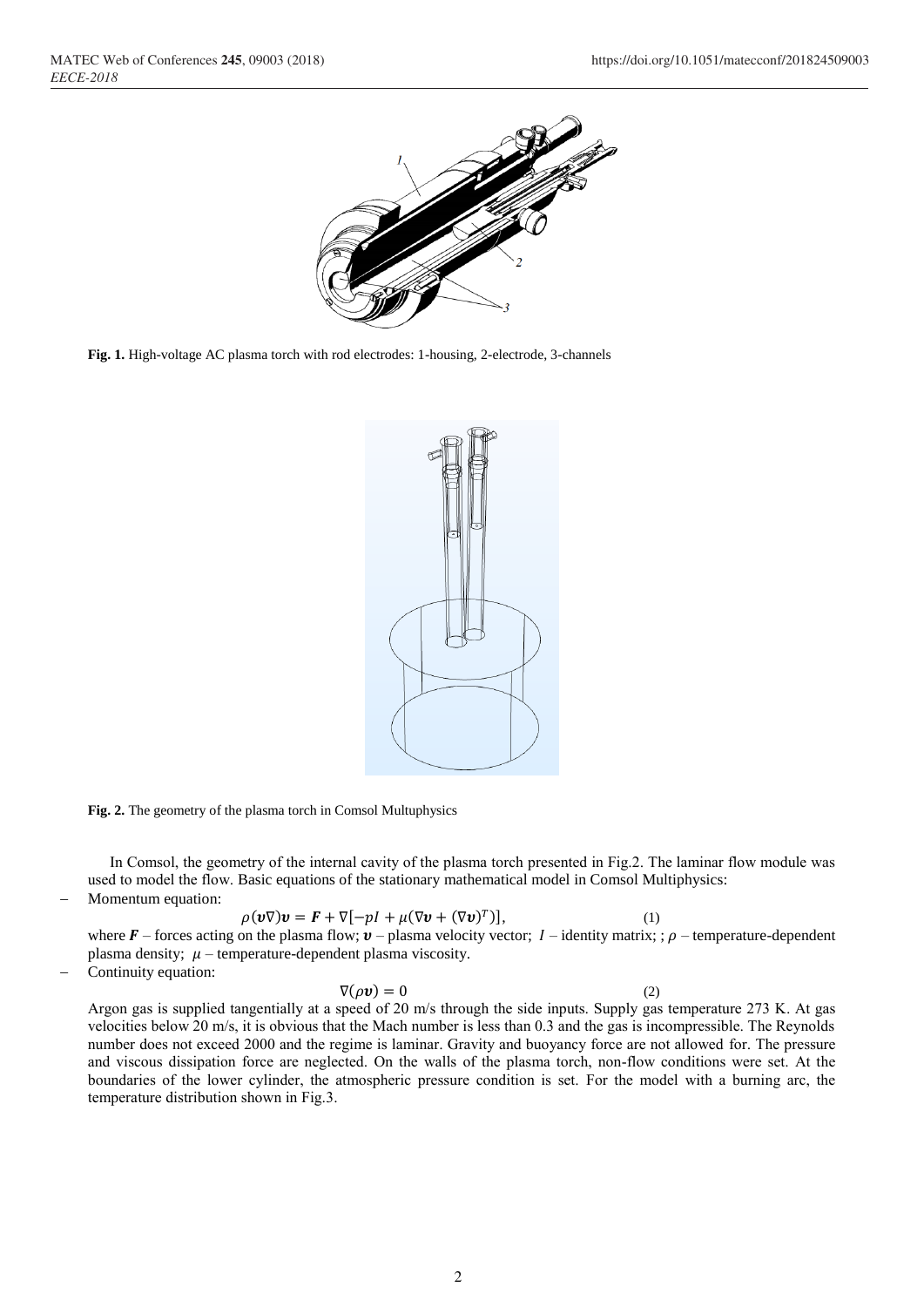**Fig. 1.** High-voltage AC plasma torch with rod electrodes: 1-housing, 2-electrode, 3-channels

**Fig. 2.** The geometry of the plasma torch in Comsol Multuphysics

In Comsol, the geometry of the internal cavity of the plasma torch presented in Fig.2. The laminar flow module was used to model the flow. Basic equations of the stationary mathematical model in Comsol Multiphysics:

- Momentum equation:

$$\rho(\boldsymbol{v}\nabla)\boldsymbol{v} = \boldsymbol{F} + \nabla[-pI + \mu(\nabla\boldsymbol{v} + (\nabla\boldsymbol{v})^T)], \quad (1)$$

where $\boldsymbol{F}$ – forces acting on the plasma flow; $\boldsymbol{v}$ – plasma velocity vector; $I$ – identity matrix; ; $\rho$ – temperature-dependent plasma density; $\mu$ – temperature-dependent plasma viscosity.

- Continuity equation:

$$\nabla(\rho\boldsymbol{v}) = 0 \quad (2)$$

Argon gas is supplied tangentially at a speed of 20 m/s through the side inputs. Supply gas temperature 273 K. At gas velocities below 20 m/s, it is obvious that the Mach number is less than 0.3 and the gas is incompressible. The Reynolds number does not exceed 2000 and the regime is laminar. Gravity and buoyancy force are not allowed for. The pressure and viscous dissipation force are neglected. On the walls of the plasma torch, non-flow conditions were set. At the boundaries of the lower cylinder, the atmospheric pressure condition is set. For the model with a burning arc, the temperature distribution shown in Fig.3.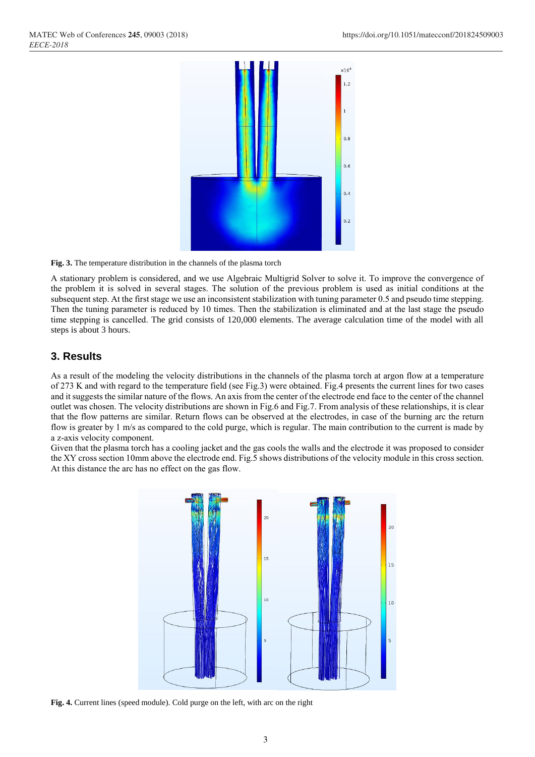**Fig. 3.** The temperature distribution in the channels of the plasma torch

A stationary problem is considered, and we use Algebraic Multigrid Solver to solve it. To improve the convergence of the problem it is solved in several stages. The solution of the previous problem is used as initial conditions at the subsequent step. At the first stage we use an inconsistent stabilization with tuning parameter 0.5 and pseudo time stepping. Then the tuning parameter is reduced by 10 times. Then the stabilization is eliminated and at the last stage the pseudo time stepping is cancelled. The grid consists of 120,000 elements. The average calculation time of the model with all steps is about 3 hours.

## 3. Results

As a result of the modeling the velocity distributions in the channels of the plasma torch at argon flow at a temperature of 273 K and with regard to the temperature field (see Fig.3) were obtained. Fig.4 presents the current lines for two cases and it suggests the similar nature of the flows. An axis from the center of the electrode end face to the center of the channel outlet was chosen. The velocity distributions are shown in Fig.6 and Fig.7. From analysis of these relationships, it is clear that the flow patterns are similar. Return flows can be observed at the electrodes, in case of the burning arc the return flow is greater by 1 m/s as compared to the cold purge, which is regular. The main contribution to the current is made by a z-axis velocity component.

Given that the plasma torch has a cooling jacket and the gas cools the walls and the electrode it was proposed to consider the XY cross section 10mm above the electrode end. Fig.5 shows distributions of the velocity module in this cross section. At this distance the arc has no effect on the gas flow.

**Fig. 4.** Current lines (speed module). Cold purge on the left, with arc on the right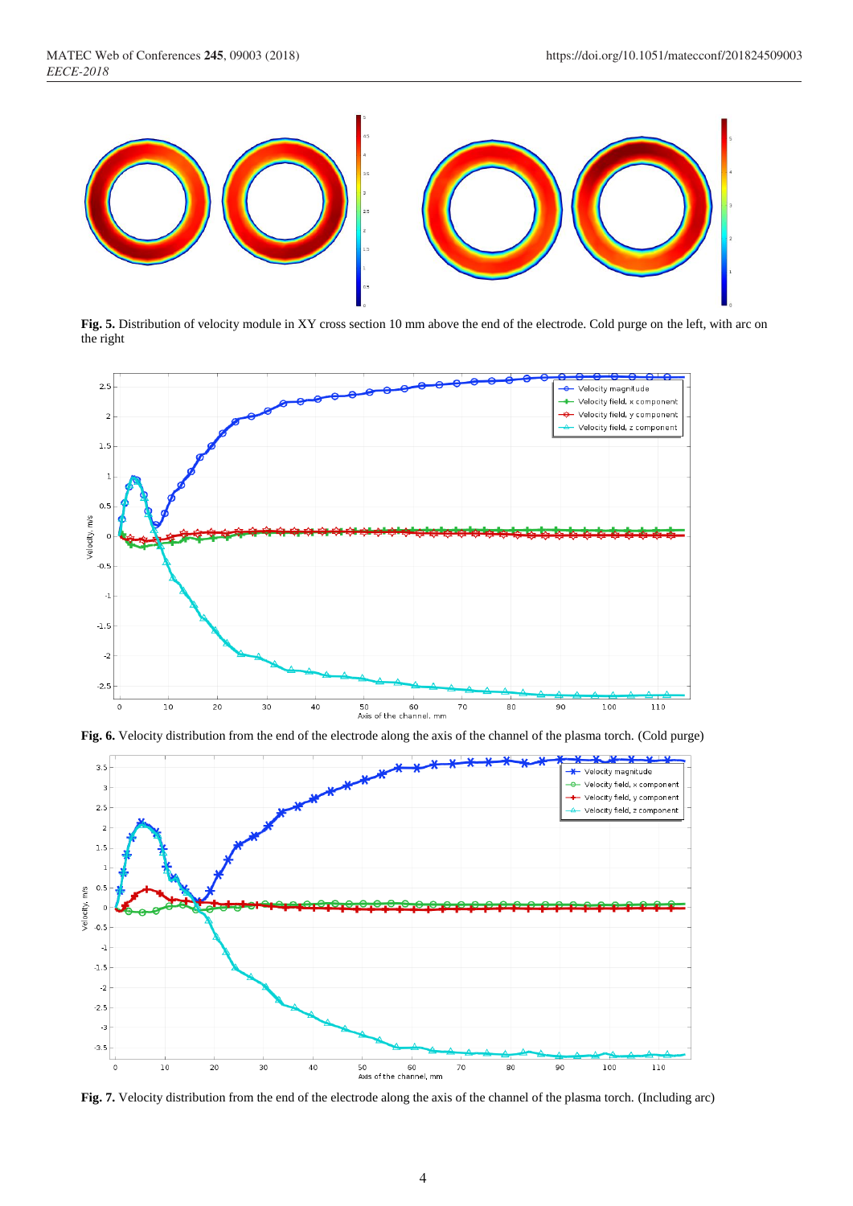**Fig. 5.** Distribution of velocity module in XY cross section 10 mm above the end of the electrode. Cold purge on the left, with arc on the right

**Fig. 6.** Velocity distribution from the end of the electrode along the axis of the channel of the plasma torch. (Cold purge)

**Fig. 7.** Velocity distribution from the end of the electrode along the axis of the channel of the plasma torch. (Including arc)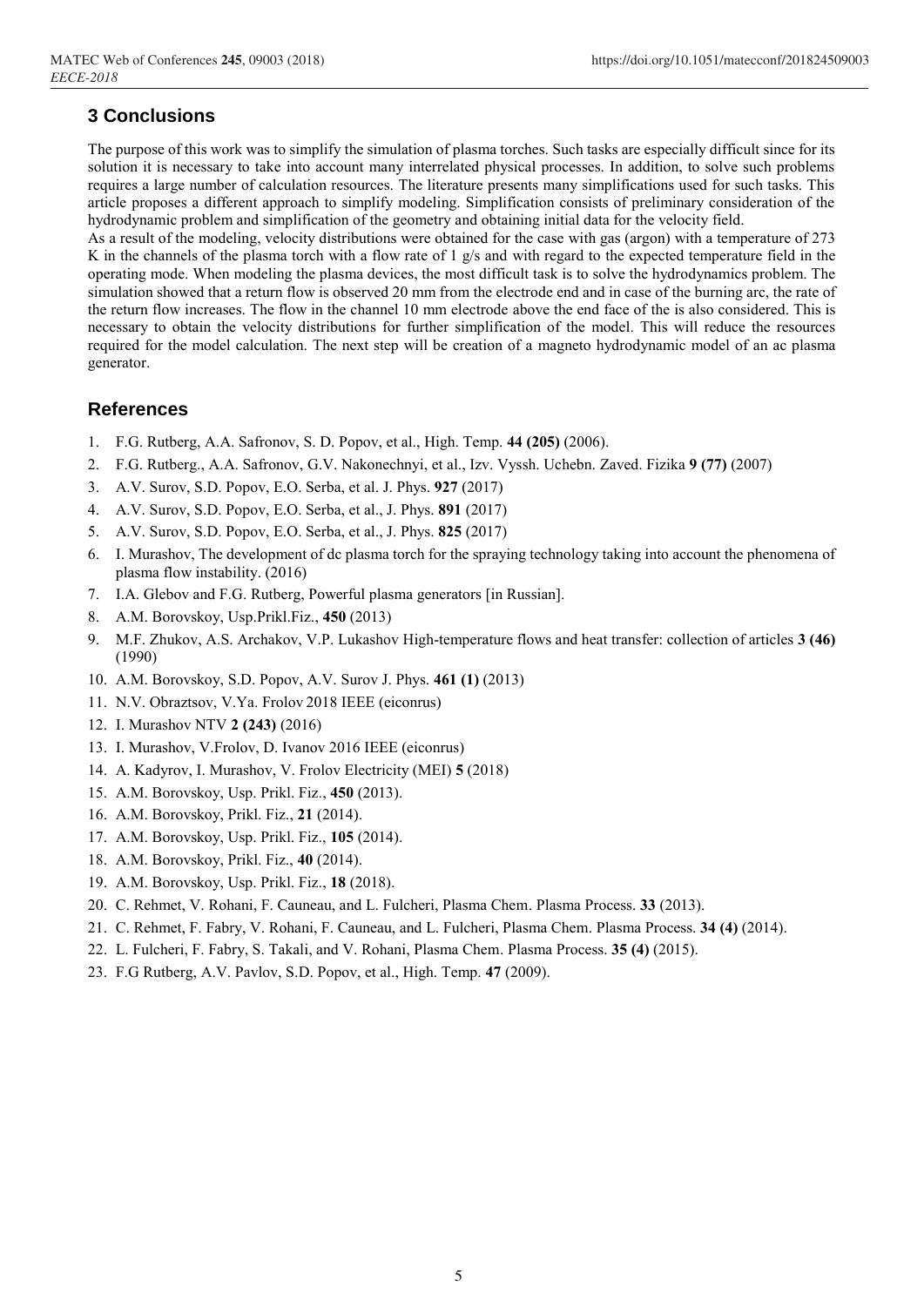## 3 Conclusions

The purpose of this work was to simplify the simulation of plasma torches. Such tasks are especially difficult since for its solution it is necessary to take into account many interrelated physical processes. In addition, to solve such problems requires a large number of calculation resources. The literature presents many simplifications used for such tasks. This article proposes a different approach to simplify modeling. Simplification consists of preliminary consideration of the hydrodynamic problem and simplification of the geometry and obtaining initial data for the velocity field.

As a result of the modeling, velocity distributions were obtained for the case with gas (argon) with a temperature of 273 K in the channels of the plasma torch with a flow rate of 1 g/s and with regard to the expected temperature field in the operating mode. When modeling the plasma devices, the most difficult task is to solve the hydrodynamics problem. The simulation showed that a return flow is observed 20 mm from the electrode end and in case of the burning arc, the rate of the return flow increases. The flow in the channel 10 mm electrode above the end face of the is also considered. This is necessary to obtain the velocity distributions for further simplification of the model. This will reduce the resources required for the model calculation. The next step will be creation of a magneto hydrodynamic model of an ac plasma generator.

## References

1. F.G. Rutberg, A.A. Safronov, S. D. Popov, et al., High. Temp. **44 (205)** (2006).
2. F.G. Rutberg., A.A. Safronov, G.V. Nakonechnyi, et al., Izv. Vyssh. Uchebn. Zaved. Fizika **9 (77)** (2007)
3. A.V. Surov, S.D. Popov, E.O. Serba, et al. J. Phys. **927** (2017)
4. A.V. Surov, S.D. Popov, E.O. Serba, et al., J. Phys. **891** (2017)
5. A.V. Surov, S.D. Popov, E.O. Serba, et al., J. Phys. **825** (2017)
6. I. Murashov, The development of dc plasma torch for the spraying technology taking into account the phenomena of plasma flow instability. (2016)
7. I.A. Glebov and F.G. Rutberg, Powerful plasma generators [in Russian].
8. A.M. Borovskoy, Usp.Prikl.Fiz., **450** (2013)
9. M.F. Zhukov, A.S. Archakov, V.P. Lukashov High-temperature flows and heat transfer: collection of articles **3 (46)** (1990)
10. A.M. Borovskoy, S.D. Popov, A.V. Surov J. Phys. **461 (1)** (2013)
11. N.V. Obraztsov, V.Ya. Frolov 2018 IEEE (eiconrus)
12. I. Murashov NTV **2 (243)** (2016)
13. I. Murashov, V.Frolov, D. Ivanov 2016 IEEE (eiconrus)
14. A. Kadyrov, I. Murashov, V. Frolov Electricity (MEI) **5** (2018)
15. A.M. Borovskoy, Usp. Prikl. Fiz., **450** (2013).
16. A.M. Borovskoy, Prikl. Fiz., **21** (2014).
17. A.M. Borovskoy, Usp. Prikl. Fiz., **105** (2014).
18. A.M. Borovskoy, Prikl. Fiz., **40** (2014).
19. A.M. Borovskoy, Usp. Prikl. Fiz., **18** (2018).
20. C. Rehmet, V. Rohani, F. Cauneau, and L. Fulcheri, Plasma Chem. Plasma Process. **33** (2013).
21. C. Rehmet, F. Fabry, V. Rohani, F. Cauneau, and L. Fulcheri, Plasma Chem. Plasma Process. **34 (4)** (2014).
22. L. Fulcheri, F. Fabry, S. Takali, and V. Rohani, Plasma Chem. Plasma Process. **35 (4)** (2015).
23. F.G Rutberg, A.V. Pavlov, S.D. Popov, et al., High. Temp. **47** (2009).